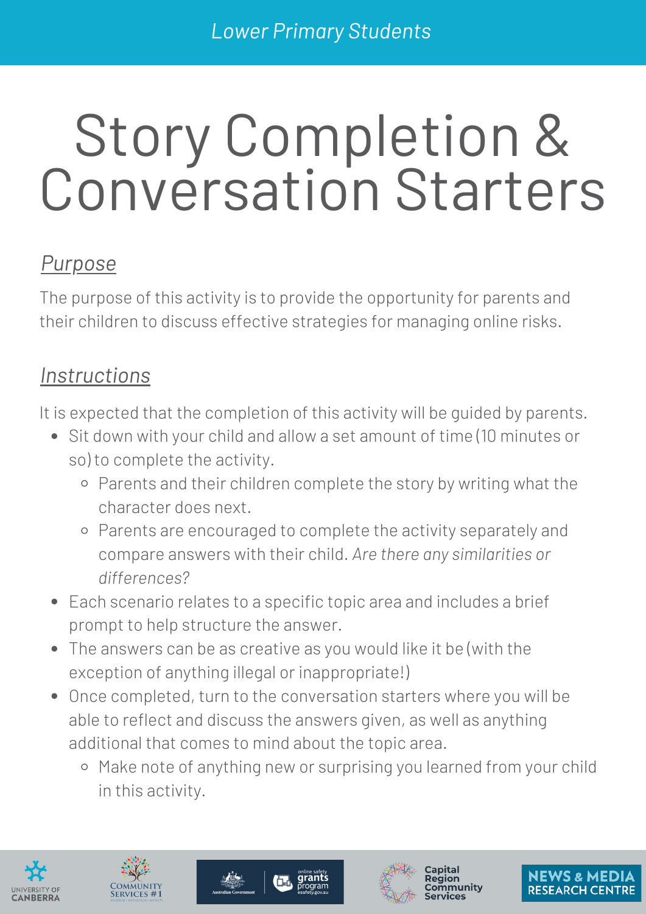Lower Primary Students

# Story Completion & Conversation Starters

## *Purpose*

The purpose of this activity is to provide the opportunity for parents and their children to discuss effective strategies for managing online risks.

## *Instructions*

It is expected that the completion of this activity will be guided by parents.

- Sit down with your child and allow a set amount of time (10 minutes or so) to complete the activity.
  - Parents and their children complete the story by writing what the character does next.
  - Parents are encouraged to complete the activity separately and compare answers with their child. *Are there any similarities or differences?*
- Each scenario relates to a specific topic area and includes a brief prompt to help structure the answer.
- The answers can be as creative as you would like it be (with the exception of anything illegal or inappropriate!)
- Once completed, turn to the conversation starters where you will be able to reflect and discuss the answers given, as well as anything additional that comes to mind about the topic area.
  - Make note of anything new or surprising you learned from your child in this activity.

University of Canberra | Community Services #1 | Australian Government – online safety grants program esafety.gov.au | Capital Region Community Services | News & Media Research Centre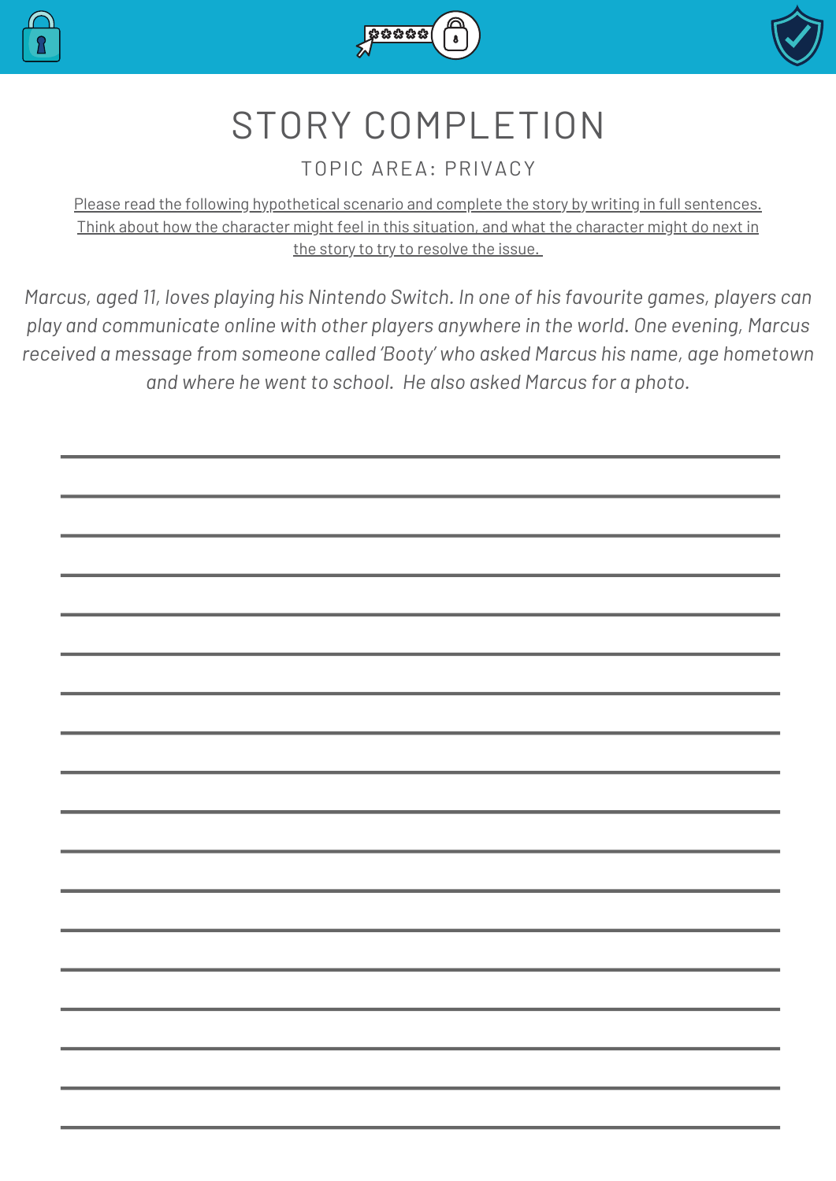# STORY COMPLETION

## TOPIC AREA: PRIVACY

Please read the following hypothetical scenario and complete the story by writing in full sentences. Think about how the character might feel in this situation, and what the character might do next in the story to try to resolve the issue.

*Marcus, aged 11, loves playing his Nintendo Switch. In one of his favourite games, players can play and communicate online with other players anywhere in the world. One evening, Marcus received a message from someone called 'Booty' who asked Marcus his name, age hometown and where he went to school. He also asked Marcus for a photo.*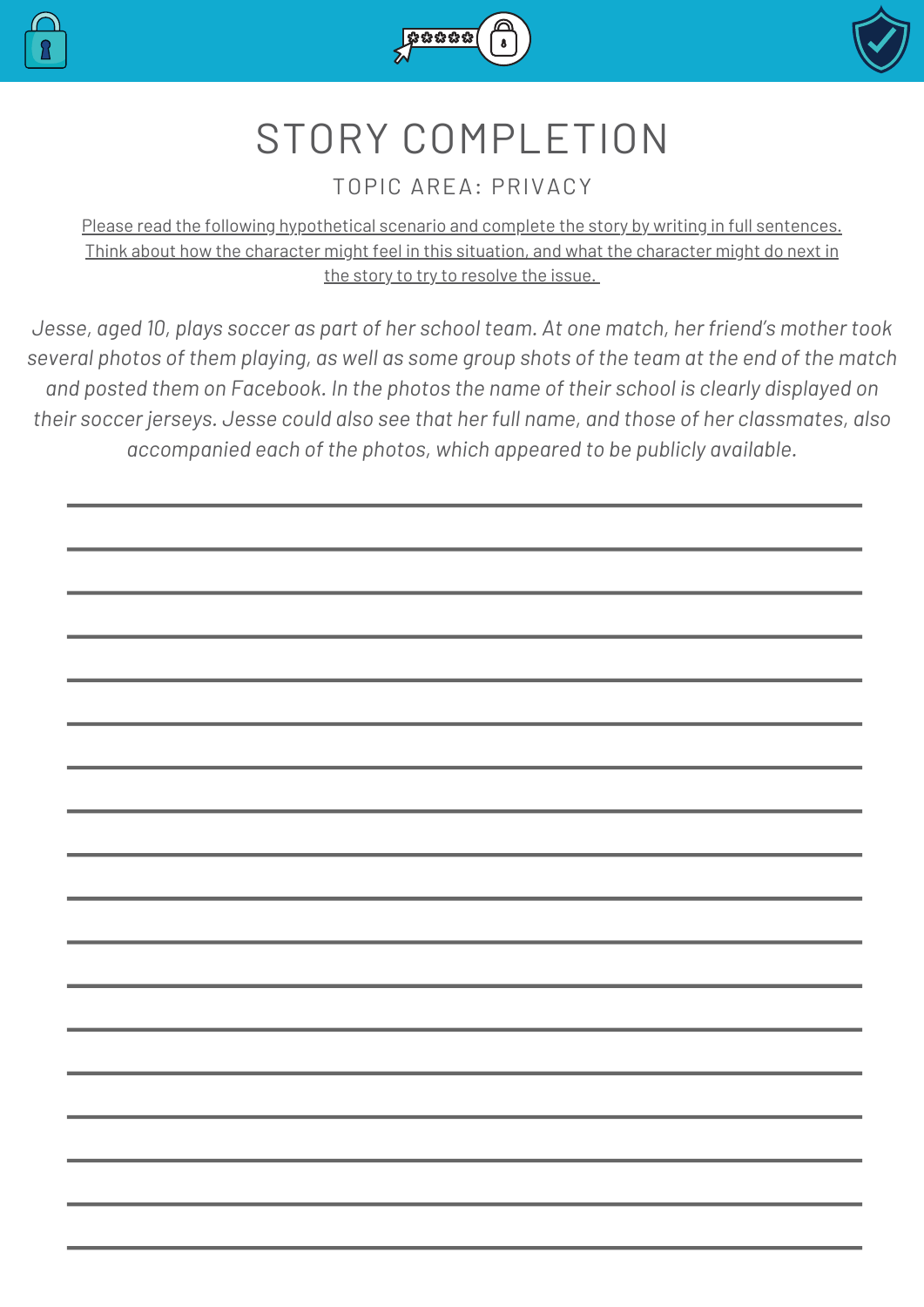# STORY COMPLETION

## TOPIC AREA: PRIVACY

Please read the following hypothetical scenario and complete the story by writing in full sentences. Think about how the character might feel in this situation, and what the character might do next in the story to try to resolve the issue.

*Jesse, aged 10, plays soccer as part of her school team. At one match, her friend's mother took several photos of them playing, as well as some group shots of the team at the end of the match and posted them on Facebook. In the photos the name of their school is clearly displayed on their soccer jerseys. Jesse could also see that her full name, and those of her classmates, also accompanied each of the photos, which appeared to be publicly available.*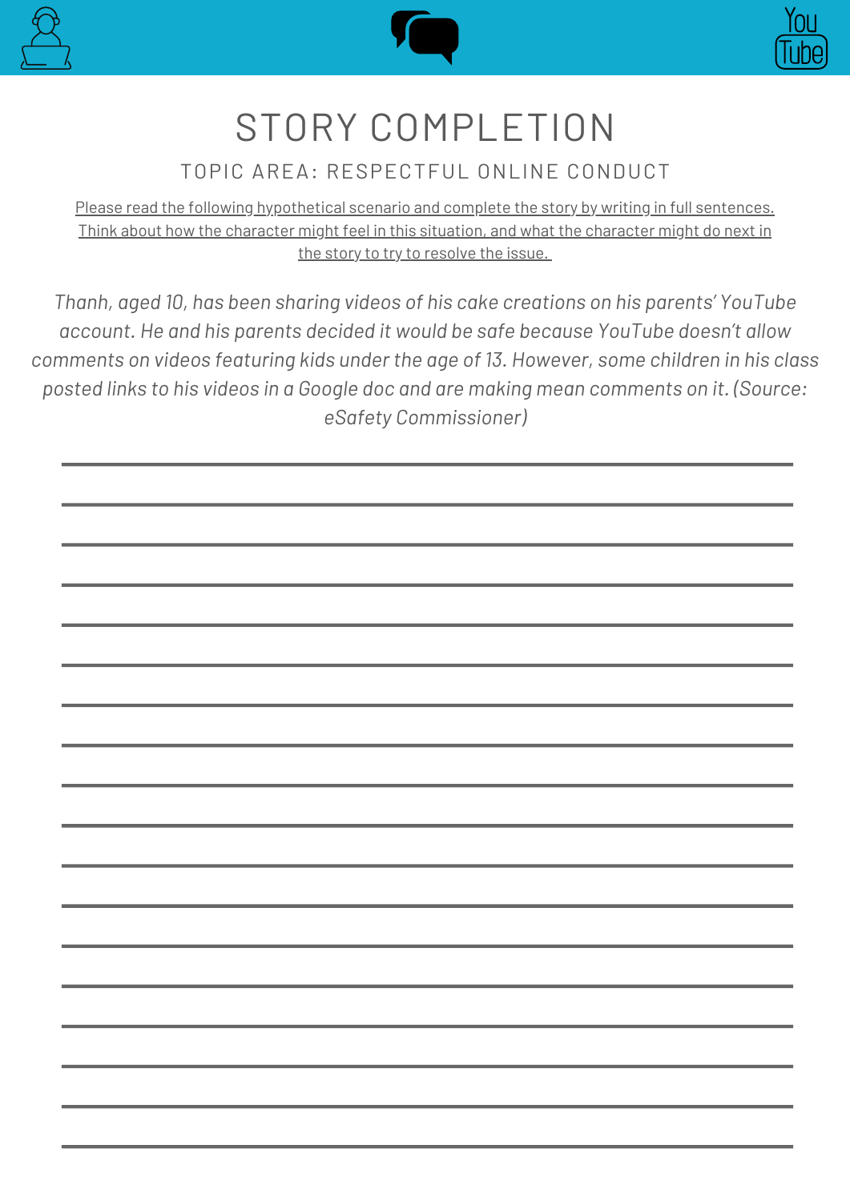# STORY COMPLETION

## TOPIC AREA: RESPECTFUL ONLINE CONDUCT

Please read the following hypothetical scenario and complete the story by writing in full sentences. Think about how the character might feel in this situation, and what the character might do next in the story to try to resolve the issue.

*Thanh, aged 10, has been sharing videos of his cake creations on his parents' YouTube account. He and his parents decided it would be safe because YouTube doesn't allow comments on videos featuring kids under the age of 13. However, some children in his class posted links to his videos in a Google doc and are making mean comments on it. (Source: eSafety Commissioner)*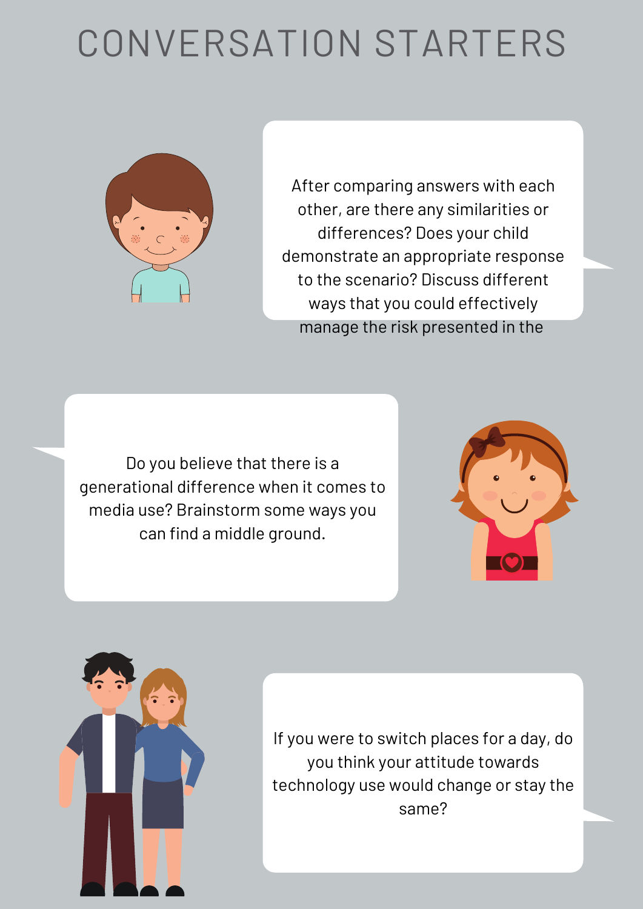# CONVERSATION STARTERS

After comparing answers with each other, are there any similarities or differences? Does your child demonstrate an appropriate response to the scenario? Discuss different ways that you could effectively manage the risk presented in the

Do you believe that there is a generational difference when it comes to media use? Brainstorm some ways you can find a middle ground.

If you were to switch places for a day, do you think your attitude towards technology use would change or stay the same?